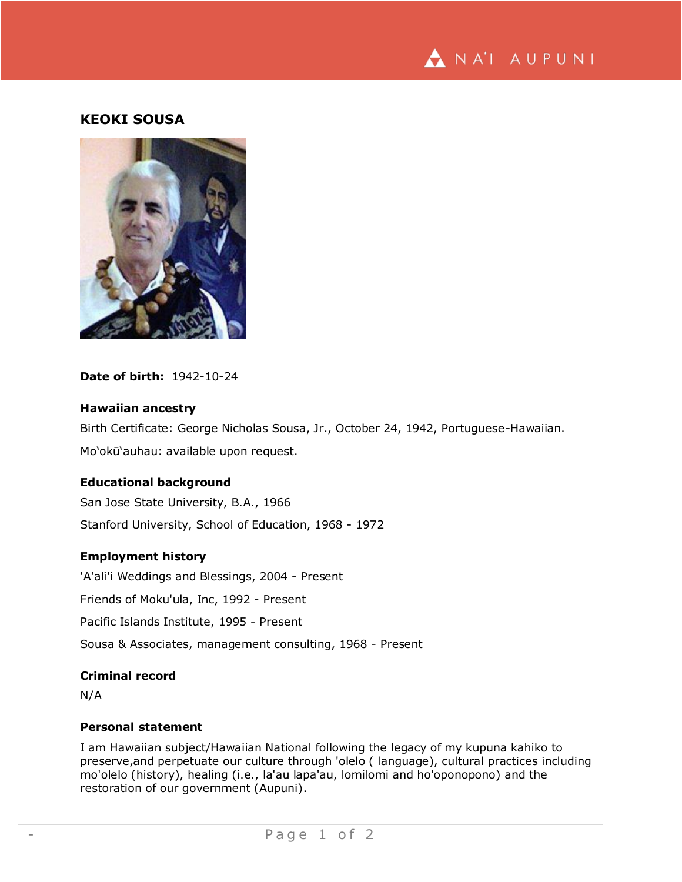# KEOKI SOUSA

**Date of birth:** 1942-10-24

### Hawaiian ancestry

Birth Certificate: George Nicholas Sousa, Jr., October 24, 1942, Portuguese-Hawaiian.

Moʻokūʻauhau: available upon request.

### Educational background

San Jose State University, B.A., 1966

Stanford University, School of Education, 1968 - 1972

### Employment history

'A'ali'i Weddings and Blessings, 2004 - Present

Friends of Moku'ula, Inc, 1992 - Present

Pacific Islands Institute, 1995 - Present

Sousa & Associates, management consulting, 1968 - Present

### Criminal record

N/A

### Personal statement

I am Hawaiian subject/Hawaiian National following the legacy of my kupuna kahiko to preserve,and perpetuate our culture through 'olelo ( language), cultural practices including mo'olelo (history), healing (i.e., la'au lapa'au, lomilomi and ho'oponopono) and the restoration of our government (Aupuni).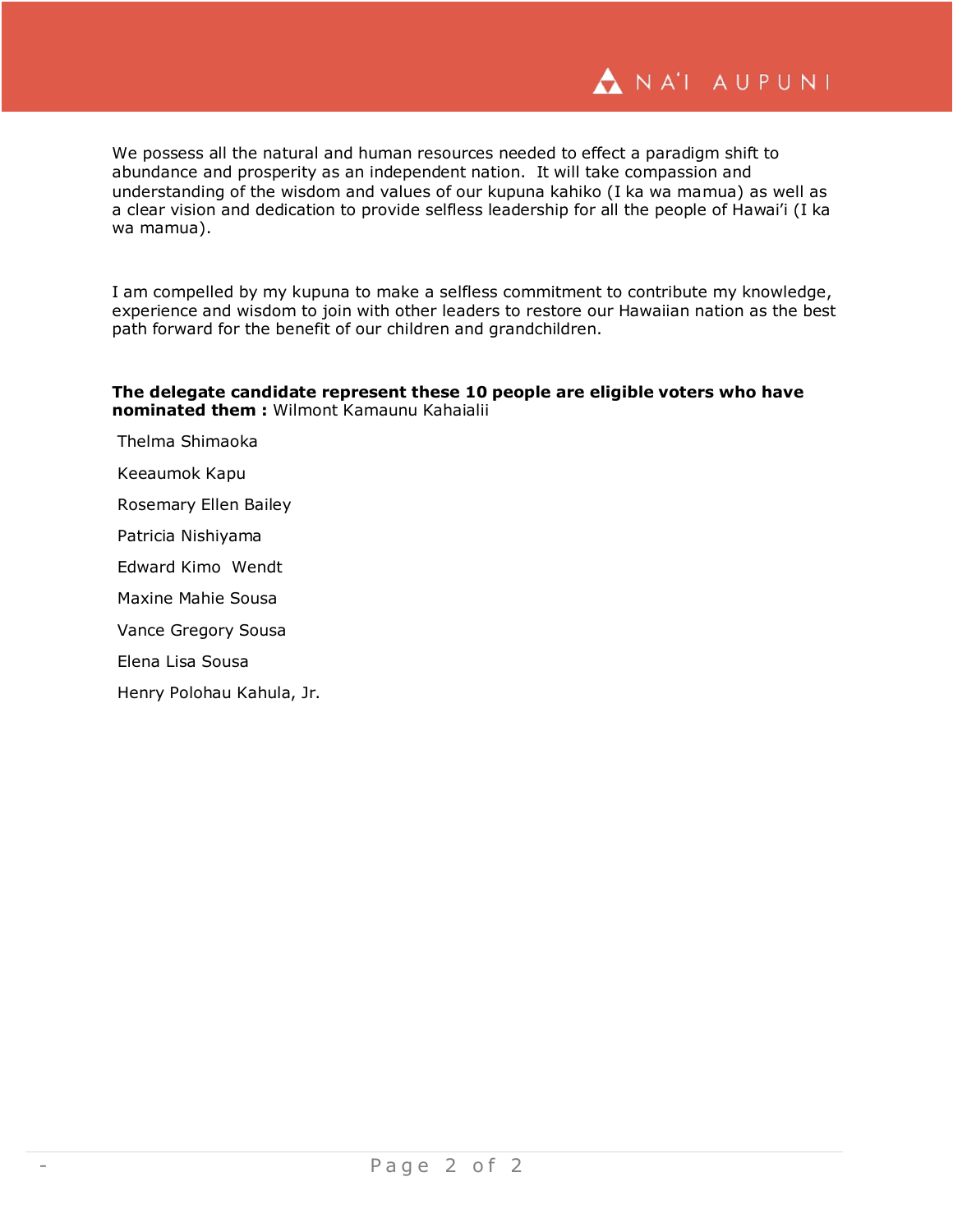We possess all the natural and human resources needed to effect a paradigm shift to abundance and prosperity as an independent nation. It will take compassion and understanding of the wisdom and values of our kupuna kahiko (I ka wa mamua) as well as a clear vision and dedication to provide selfless leadership for all the people of Hawai'i (I ka wa mamua).

I am compelled by my kupuna to make a selfless commitment to contribute my knowledge, experience and wisdom to join with other leaders to restore our Hawaiian nation as the best path forward for the benefit of our children and grandchildren.

**The delegate candidate represent these 10 people are eligible voters who have nominated them :** Wilmont Kamaunu Kahaialii

Thelma Shimaoka

Keeaumok Kapu

Rosemary Ellen Bailey

Patricia Nishiyama

Edward Kimo Wendt

Maxine Mahie Sousa

Vance Gregory Sousa

Elena Lisa Sousa

Henry Polohau Kahula, Jr.